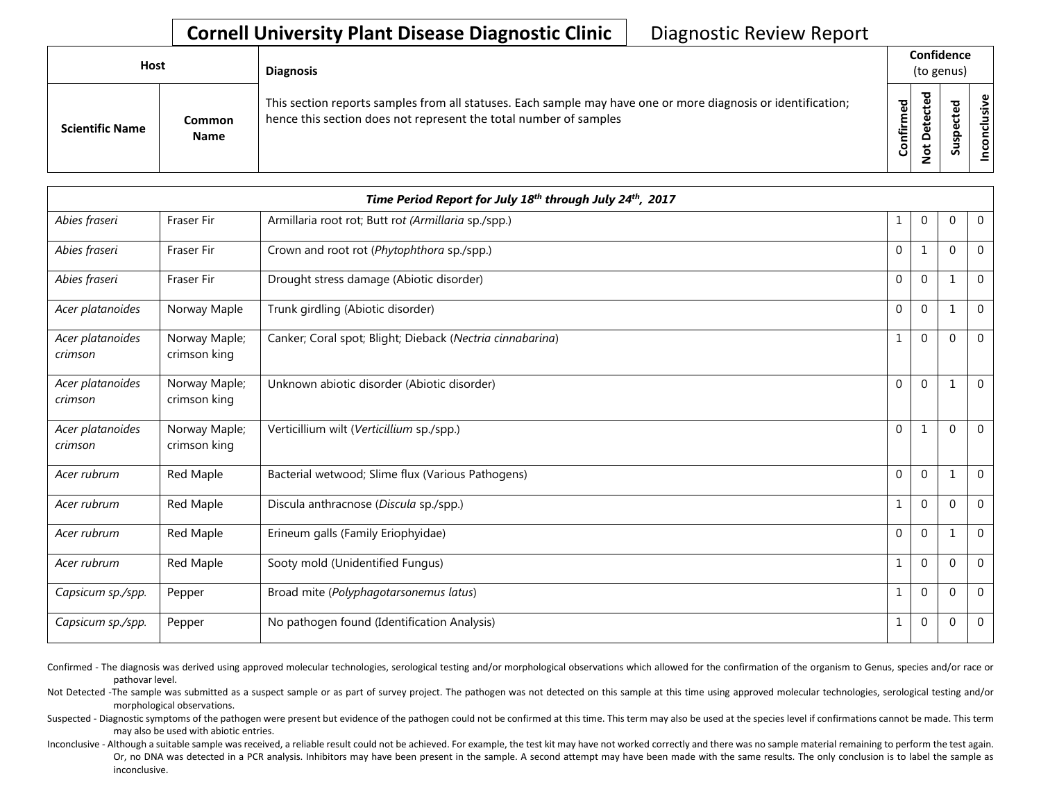# Cornell University Plant Disease Diagnostic Clinic — Diagnostic Review Report

| Host | | Diagnosis | Confidence (to genus) | | | |
|---|---|---|---|---|---|---|
| Scientific Name | Common Name | This section reports samples from all statuses. Each sample may have one or more diagnosis or identification; hence this section does not represent the total number of samples | Confirmed | Not Detected | Suspected | Inconclusive |
| ***Time Period Report for July 18th through July 24th, 2017*** | | | | | | |
| *Abies fraseri* | Fraser Fir | Armillaria root rot; Butt rot (*Armillaria* sp./spp.) | 1 | 0 | 0 | 0 |
| *Abies fraseri* | Fraser Fir | Crown and root rot (*Phytophthora* sp./spp.) | 0 | 1 | 0 | 0 |
| *Abies fraseri* | Fraser Fir | Drought stress damage (Abiotic disorder) | 0 | 0 | 1 | 0 |
| *Acer platanoides* | Norway Maple | Trunk girdling (Abiotic disorder) | 0 | 0 | 1 | 0 |
| *Acer platanoides crimson* | Norway Maple; crimson king | Canker; Coral spot; Blight; Dieback (*Nectria cinnabarina*) | 1 | 0 | 0 | 0 |
| *Acer platanoides crimson* | Norway Maple; crimson king | Unknown abiotic disorder (Abiotic disorder) | 0 | 0 | 1 | 0 |
| *Acer platanoides crimson* | Norway Maple; crimson king | Verticillium wilt (*Verticillium* sp./spp.) | 0 | 1 | 0 | 0 |
| *Acer rubrum* | Red Maple | Bacterial wetwood; Slime flux (Various Pathogens) | 0 | 0 | 1 | 0 |
| *Acer rubrum* | Red Maple | Discula anthracnose (*Discula* sp./spp.) | 1 | 0 | 0 | 0 |
| *Acer rubrum* | Red Maple | Erineum galls (Family Eriophyidae) | 0 | 0 | 1 | 0 |
| *Acer rubrum* | Red Maple | Sooty mold (Unidentified Fungus) | 1 | 0 | 0 | 0 |
| *Capsicum sp./spp.* | Pepper | Broad mite (*Polyphagotarsonemus latus*) | 1 | 0 | 0 | 0 |
| *Capsicum sp./spp.* | Pepper | No pathogen found (Identification Analysis) | 1 | 0 | 0 | 0 |

Confirmed - The diagnosis was derived using approved molecular technologies, serological testing and/or morphological observations which allowed for the confirmation of the organism to Genus, species and/or race or pathovar level.

Not Detected -The sample was submitted as a suspect sample or as part of survey project. The pathogen was not detected on this sample at this time using approved molecular technologies, serological testing and/or morphological observations.

Suspected - Diagnostic symptoms of the pathogen were present but evidence of the pathogen could not be confirmed at this time. This term may also be used at the species level if confirmations cannot be made. This term may also be used with abiotic entries.

Inconclusive - Although a suitable sample was received, a reliable result could not be achieved. For example, the test kit may have not worked correctly and there was no sample material remaining to perform the test again. Or, no DNA was detected in a PCR analysis. Inhibitors may have been present in the sample. A second attempt may have been made with the same results. The only conclusion is to label the sample as inconclusive.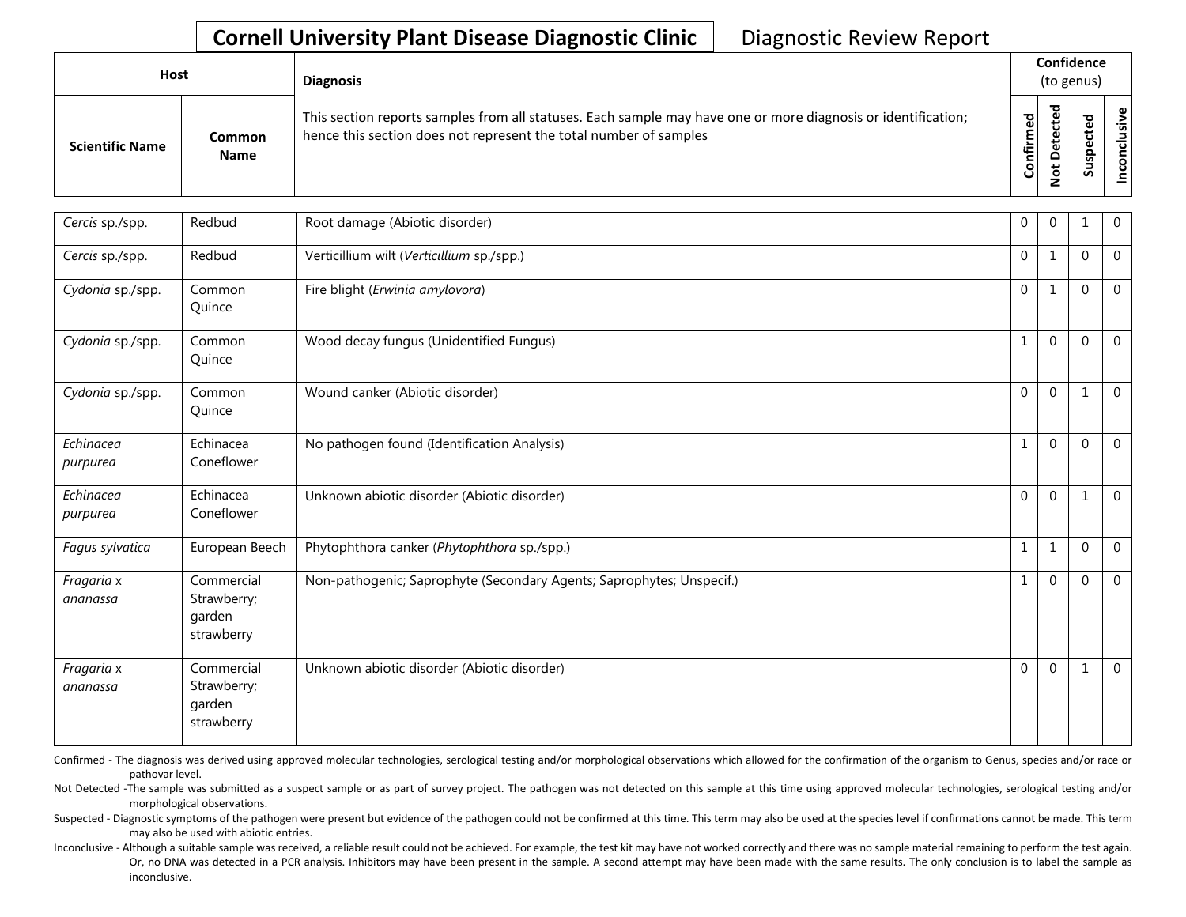# Cornell University Plant Disease Diagnostic Clinic

Diagnostic Review Report

| Host | | Diagnosis | Confidence (to genus) | | | |
|---|---|---|---|---|---|---|
| **Scientific Name** | **Common Name** | This section reports samples from all statuses. Each sample may have one or more diagnosis or identification; hence this section does not represent the total number of samples | **Confirmed** | **Not Detected** | **Suspected** | **Inconclusive** |
| *Cercis* sp./spp. | Redbud | Root damage (Abiotic disorder) | 0 | 0 | 1 | 0 |
| *Cercis* sp./spp. | Redbud | Verticillium wilt (*Verticillium* sp./spp.) | 0 | 1 | 0 | 0 |
| *Cydonia* sp./spp. | Common Quince | Fire blight (*Erwinia amylovora*) | 0 | 1 | 0 | 0 |
| *Cydonia* sp./spp. | Common Quince | Wood decay fungus (Unidentified Fungus) | 1 | 0 | 0 | 0 |
| *Cydonia* sp./spp. | Common Quince | Wound canker (Abiotic disorder) | 0 | 0 | 1 | 0 |
| *Echinacea purpurea* | Echinacea Coneflower | No pathogen found (Identification Analysis) | 1 | 0 | 0 | 0 |
| *Echinacea purpurea* | Echinacea Coneflower | Unknown abiotic disorder (Abiotic disorder) | 0 | 0 | 1 | 0 |
| *Fagus sylvatica* | European Beech | Phytophthora canker (*Phytophthora* sp./spp.) | 1 | 1 | 0 | 0 |
| *Fragaria* x *ananassa* | Commercial Strawberry; garden strawberry | Non-pathogenic; Saprophyte (Secondary Agents; Saprophytes; Unspecif.) | 1 | 0 | 0 | 0 |
| *Fragaria* x *ananassa* | Commercial Strawberry; garden strawberry | Unknown abiotic disorder (Abiotic disorder) | 0 | 0 | 1 | 0 |

Confirmed - The diagnosis was derived using approved molecular technologies, serological testing and/or morphological observations which allowed for the confirmation of the organism to Genus, species and/or race or pathovar level.

Not Detected -The sample was submitted as a suspect sample or as part of survey project. The pathogen was not detected on this sample at this time using approved molecular technologies, serological testing and/or morphological observations.

Suspected - Diagnostic symptoms of the pathogen were present but evidence of the pathogen could not be confirmed at this time. This term may also be used at the species level if confirmations cannot be made. This term may also be used with abiotic entries.

Inconclusive - Although a suitable sample was received, a reliable result could not be achieved. For example, the test kit may have not worked correctly and there was no sample material remaining to perform the test again. Or, no DNA was detected in a PCR analysis. Inhibitors may have been present in the sample. A second attempt may have been made with the same results. The only conclusion is to label the sample as inconclusive.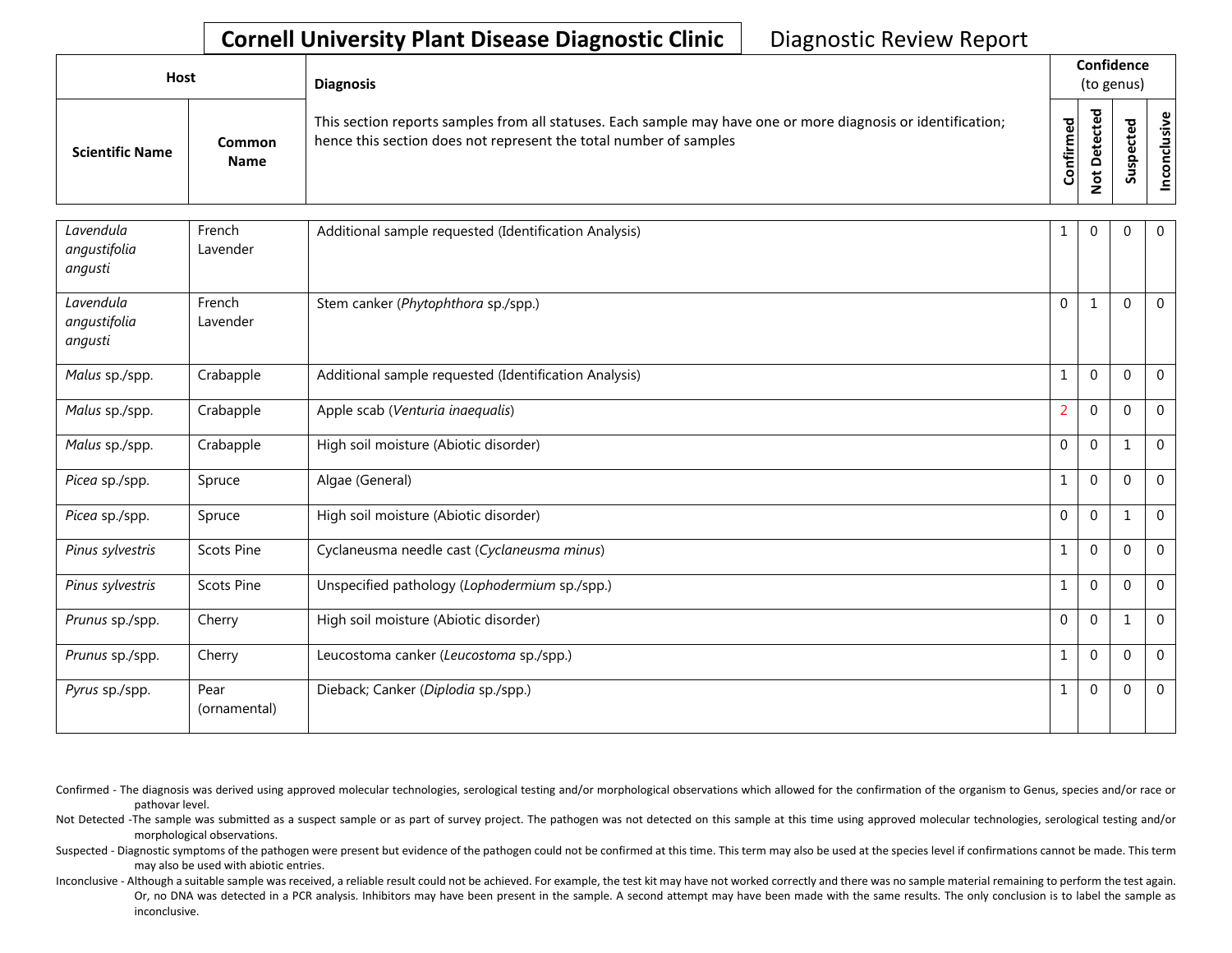# Cornell University Plant Disease Diagnostic Clinic

Diagnostic Review Report

| Host | | Diagnosis | Confidence (to genus) | | | |
|---|---|---|---|---|---|---|
| Scientific Name | Common Name | This section reports samples from all statuses. Each sample may have one or more diagnosis or identification; hence this section does not represent the total number of samples | Confirmed | Not Detected | Suspected | Inconclusive |
| *Lavendula angustifolia angusti* | French Lavender | Additional sample requested (Identification Analysis) | 1 | 0 | 0 | 0 |
| *Lavendula angustifolia angusti* | French Lavender | Stem canker (*Phytophthora* sp./spp.) | 0 | 1 | 0 | 0 |
| *Malus* sp./spp. | Crabapple | Additional sample requested (Identification Analysis) | 1 | 0 | 0 | 0 |
| *Malus* sp./spp. | Crabapple | Apple scab (*Venturia inaequalis*) | 2 | 0 | 0 | 0 |
| *Malus* sp./spp. | Crabapple | High soil moisture (Abiotic disorder) | 0 | 0 | 1 | 0 |
| *Picea* sp./spp. | Spruce | Algae (General) | 1 | 0 | 0 | 0 |
| *Picea* sp./spp. | Spruce | High soil moisture (Abiotic disorder) | 0 | 0 | 1 | 0 |
| *Pinus sylvestris* | Scots Pine | Cyclaneusma needle cast (*Cyclaneusma minus*) | 1 | 0 | 0 | 0 |
| *Pinus sylvestris* | Scots Pine | Unspecified pathology (*Lophodermium* sp./spp.) | 1 | 0 | 0 | 0 |
| *Prunus* sp./spp. | Cherry | High soil moisture (Abiotic disorder) | 0 | 0 | 1 | 0 |
| *Prunus* sp./spp. | Cherry | Leucostoma canker (*Leucostoma* sp./spp.) | 1 | 0 | 0 | 0 |
| *Pyrus* sp./spp. | Pear (ornamental) | Dieback; Canker (*Diplodia* sp./spp.) | 1 | 0 | 0 | 0 |

Confirmed - The diagnosis was derived using approved molecular technologies, serological testing and/or morphological observations which allowed for the confirmation of the organism to Genus, species and/or race or pathovar level.

Not Detected -The sample was submitted as a suspect sample or as part of survey project. The pathogen was not detected on this sample at this time using approved molecular technologies, serological testing and/or morphological observations.

Suspected - Diagnostic symptoms of the pathogen were present but evidence of the pathogen could not be confirmed at this time. This term may also be used at the species level if confirmations cannot be made. This term may also be used with abiotic entries.

Inconclusive - Although a suitable sample was received, a reliable result could not be achieved. For example, the test kit may have not worked correctly and there was no sample material remaining to perform the test again. Or, no DNA was detected in a PCR analysis. Inhibitors may have been present in the sample. A second attempt may have been made with the same results. The only conclusion is to label the sample as inconclusive.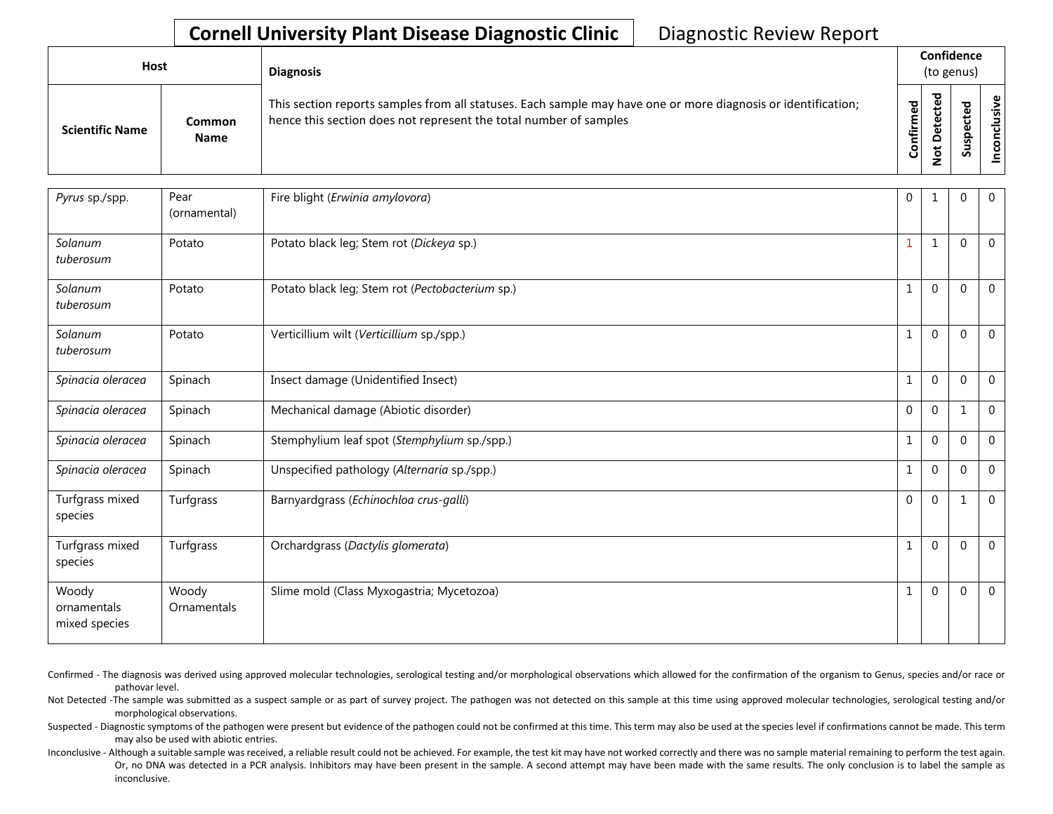# Cornell University Plant Disease Diagnostic Clinic

Diagnostic Review Report

| Host | | Diagnosis | Confidence (to genus) | | | |
|---|---|---|---|---|---|---|
| **Scientific Name** | **Common Name** | This section reports samples from all statuses. Each sample may have one or more diagnosis or identification; hence this section does not represent the total number of samples | **Confirmed** | **Not Detected** | **Suspected** | **Inconclusive** |
| *Pyrus* sp./spp. | Pear (ornamental) | Fire blight (*Erwinia amylovora*) | 0 | 1 | 0 | 0 |
| *Solanum tuberosum* | Potato | Potato black leg; Stem rot (*Dickeya* sp.) | 1 | 1 | 0 | 0 |
| *Solanum tuberosum* | Potato | Potato black leg; Stem rot (*Pectobacterium* sp.) | 1 | 0 | 0 | 0 |
| *Solanum tuberosum* | Potato | Verticillium wilt (*Verticillium* sp./spp.) | 1 | 0 | 0 | 0 |
| *Spinacia oleracea* | Spinach | Insect damage (Unidentified Insect) | 1 | 0 | 0 | 0 |
| *Spinacia oleracea* | Spinach | Mechanical damage (Abiotic disorder) | 0 | 0 | 1 | 0 |
| *Spinacia oleracea* | Spinach | Stemphylium leaf spot (*Stemphylium* sp./spp.) | 1 | 0 | 0 | 0 |
| *Spinacia oleracea* | Spinach | Unspecified pathology (*Alternaria* sp./spp.) | 1 | 0 | 0 | 0 |
| Turfgrass mixed species | Turfgrass | Barnyardgrass (*Echinochloa crus-galli*) | 0 | 0 | 1 | 0 |
| Turfgrass mixed species | Turfgrass | Orchardgrass (*Dactylis glomerata*) | 1 | 0 | 0 | 0 |
| Woody ornamentals mixed species | Woody Ornamentals | Slime mold (Class Myxogastria; Mycetozoa) | 1 | 0 | 0 | 0 |

Confirmed - The diagnosis was derived using approved molecular technologies, serological testing and/or morphological observations which allowed for the confirmation of the organism to Genus, species and/or race or pathovar level.

Not Detected -The sample was submitted as a suspect sample or as part of survey project. The pathogen was not detected on this sample at this time using approved molecular technologies, serological testing and/or morphological observations.

Suspected - Diagnostic symptoms of the pathogen were present but evidence of the pathogen could not be confirmed at this time. This term may also be used at the species level if confirmations cannot be made. This term may also be used with abiotic entries.

Inconclusive - Although a suitable sample was received, a reliable result could not be achieved. For example, the test kit may have not worked correctly and there was no sample material remaining to perform the test again. Or, no DNA was detected in a PCR analysis. Inhibitors may have been present in the sample. A second attempt may have been made with the same results. The only conclusion is to label the sample as inconclusive.